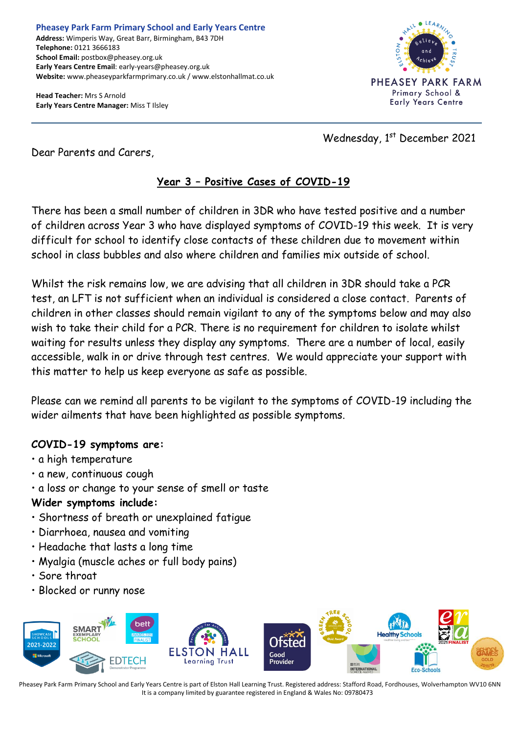**Pheasey Park Farm Primary School and Early Years Centre**
**Address:** Wimperis Way, Great Barr, Birmingham, B43 7DH
**Telephone:** 0121 3666183
**School Email:** postbox@pheasey.org.uk
**Early Years Centre Email**: early-years@pheasey.org.uk
**Website:** www.pheaseyparkfarmprimary.co.uk / www.elstonhallmat.co.uk

**Head Teacher:** Mrs S Arnold
**Early Years Centre Manager:** Miss T Ilsley

PHEASEY PARK FARM
Primary School & Early Years Centre

Wednesday, 1st December 2021

Dear Parents and Carers,

## Year 3 – Positive Cases of COVID-19

There has been a small number of children in 3DR who have tested positive and a number of children across Year 3 who have displayed symptoms of COVID-19 this week. It is very difficult for school to identify close contacts of these children due to movement within school in class bubbles and also where children and families mix outside of school.

Whilst the risk remains low, we are advising that all children in 3DR should take a PCR test, an LFT is not sufficient when an individual is considered a close contact. Parents of children in other classes should remain vigilant to any of the symptoms below and may also wish to take their child for a PCR. There is no requirement for children to isolate whilst waiting for results unless they display any symptoms. There are a number of local, easily accessible, walk in or drive through test centres. We would appreciate your support with this matter to help us keep everyone as safe as possible.

Please can we remind all parents to be vigilant to the symptoms of COVID-19 including the wider ailments that have been highlighted as possible symptoms.

**COVID-19 symptoms are:**

- a high temperature
- a new, continuous cough
- a loss or change to your sense of smell or taste

**Wider symptoms include:**

- Shortness of breath or unexplained fatigue
- Diarrhoea, nausea and vomiting
- Headache that lasts a long time
- Myalgia (muscle aches or full body pains)
- Sore throat
- Blocked or runny nose

Pheasey Park Farm Primary School and Early Years Centre is part of Elston Hall Learning Trust. Registered address: Stafford Road, Fordhouses, Wolverhampton WV10 6NN
It is a company limited by guarantee registered in England & Wales No: 09780473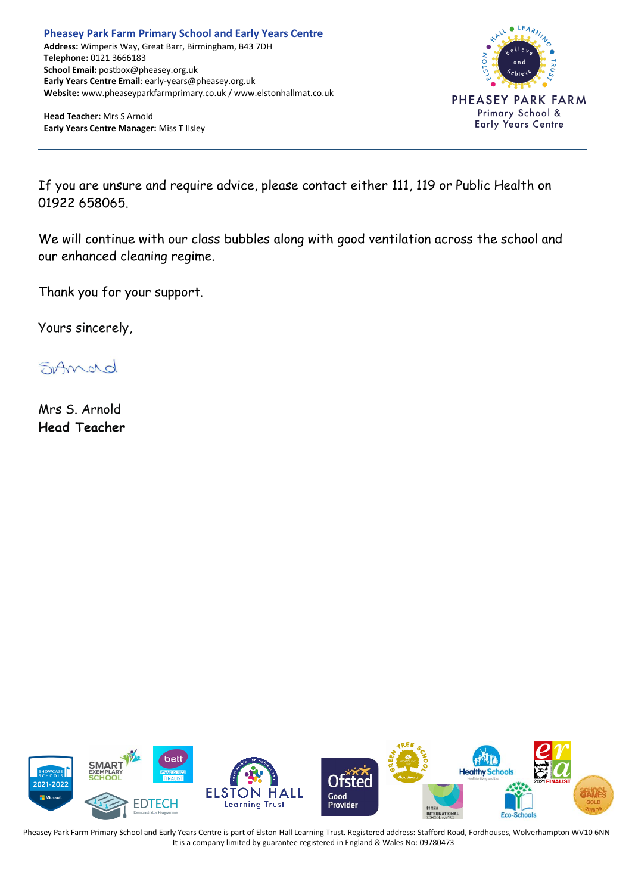If you are unsure and require advice, please contact either 111, 119 or Public Health on 01922 658065.

We will continue with our class bubbles along with good ventilation across the school and our enhanced cleaning regime.

Thank you for your support.

Yours sincerely,

SArnold

Mrs S. Arnold
**Head Teacher**